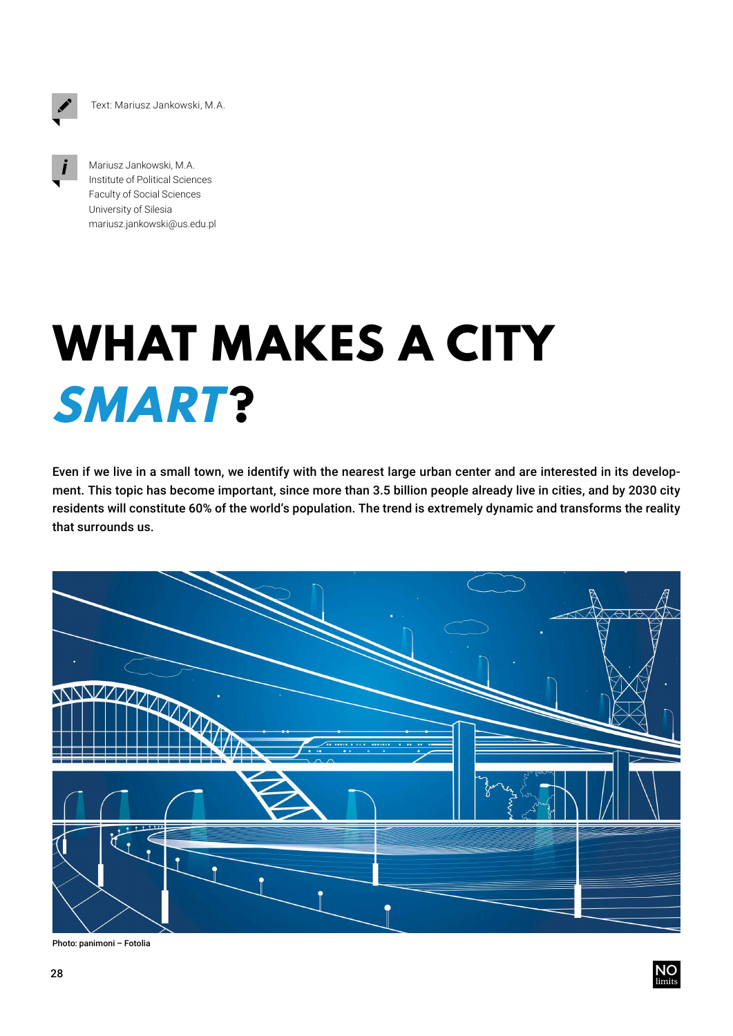Text: Mariusz Jankowski, M.A.

Mariusz Jankowski, M.A.
Institute of Political Sciences
Faculty of Social Sciences
University of Silesia
mariusz.jankowski@us.edu.pl

# WHAT MAKES A CITY *SMART*?

**Even if we live in a small town, we identify with the nearest large urban center and are interested in its development. This topic has become important, since more than 3.5 billion people already live in cities, and by 2030 city residents will constitute 60% of the world's population. The trend is extremely dynamic and transforms the reality that surrounds us.**

Photo: panimoni – Fotolia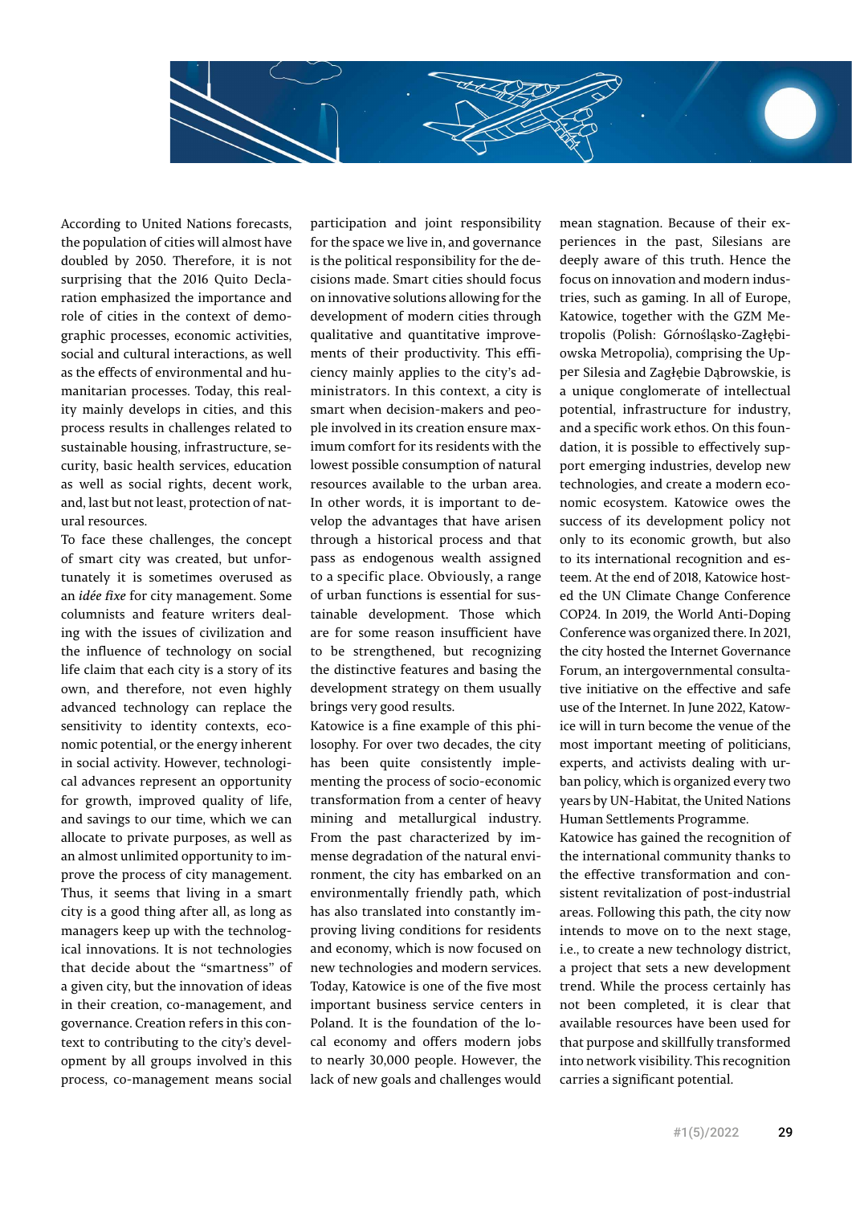According to United Nations forecasts, the population of cities will almost have doubled by 2050. Therefore, it is not surprising that the 2016 Quito Declaration emphasized the importance and role of cities in the context of demographic processes, economic activities, social and cultural interactions, as well as the effects of environmental and humanitarian processes. Today, this reality mainly develops in cities, and this process results in challenges related to sustainable housing, infrastructure, security, basic health services, education as well as social rights, decent work, and, last but not least, protection of natural resources.

To face these challenges, the concept of smart city was created, but unfortunately it is sometimes overused as an *idée fixe* for city management. Some columnists and feature writers dealing with the issues of civilization and the influence of technology on social life claim that each city is a story of its own, and therefore, not even highly advanced technology can replace the sensitivity to identity contexts, economic potential, or the energy inherent in social activity. However, technological advances represent an opportunity for growth, improved quality of life, and savings to our time, which we can allocate to private purposes, as well as an almost unlimited opportunity to improve the process of city management. Thus, it seems that living in a smart city is a good thing after all, as long as managers keep up with the technological innovations. It is not technologies that decide about the "smartness" of a given city, but the innovation of ideas in their creation, co-management, and governance. Creation refers in this context to contributing to the city's development by all groups involved in this process, co-management means social participation and joint responsibility for the space we live in, and governance is the political responsibility for the decisions made. Smart cities should focus on innovative solutions allowing for the development of modern cities through qualitative and quantitative improvements of their productivity. This efficiency mainly applies to the city's administrators. In this context, a city is smart when decision-makers and people involved in its creation ensure maximum comfort for its residents with the lowest possible consumption of natural resources available to the urban area. In other words, it is important to develop the advantages that have arisen through a historical process and that pass as endogenous wealth assigned to a specific place. Obviously, a range of urban functions is essential for sustainable development. Those which are for some reason insufficient have to be strengthened, but recognizing the distinctive features and basing the development strategy on them usually brings very good results.

Katowice is a fine example of this philosophy. For over two decades, the city has been quite consistently implementing the process of socio-economic transformation from a center of heavy mining and metallurgical industry. From the past characterized by immense degradation of the natural environment, the city has embarked on an environmentally friendly path, which has also translated into constantly improving living conditions for residents and economy, which is now focused on new technologies and modern services. Today, Katowice is one of the five most important business service centers in Poland. It is the foundation of the local economy and offers modern jobs to nearly 30,000 people. However, the lack of new goals and challenges would mean stagnation. Because of their experiences in the past, Silesians are deeply aware of this truth. Hence the focus on innovation and modern industries, such as gaming. In all of Europe, Katowice, together with the GZM Metropolis (Polish: Górnośląsko-Zagłębiowska Metropolia), comprising the Upper Silesia and Zagłębie Dąbrowskie, is a unique conglomerate of intellectual potential, infrastructure for industry, and a specific work ethos. On this foundation, it is possible to effectively support emerging industries, develop new technologies, and create a modern economic ecosystem. Katowice owes the success of its development policy not only to its economic growth, but also to its international recognition and esteem. At the end of 2018, Katowice hosted the UN Climate Change Conference COP24. In 2019, the World Anti-Doping Conference was organized there. In 2021, the city hosted the Internet Governance Forum, an intergovernmental consultative initiative on the effective and safe use of the Internet. In June 2022, Katowice will in turn become the venue of the most important meeting of politicians, experts, and activists dealing with urban policy, which is organized every two years by UN-Habitat, the United Nations Human Settlements Programme.

Katowice has gained the recognition of the international community thanks to the effective transformation and consistent revitalization of post-industrial areas. Following this path, the city now intends to move on to the next stage, i.e., to create a new technology district, a project that sets a new development trend. While the process certainly has not been completed, it is clear that available resources have been used for that purpose and skillfully transformed into network visibility. This recognition carries a significant potential.